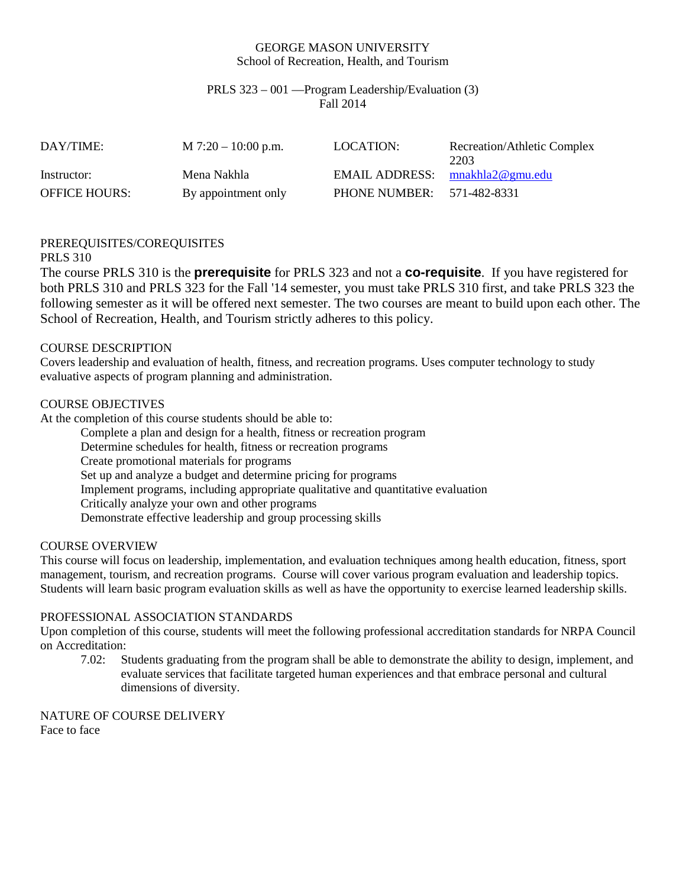GEORGE MASON UNIVERSITY
School of Recreation, Health, and Tourism

PRLS 323 – 001 —Program Leadership/Evaluation (3)
Fall 2014

| | | | |
|---|---|---|---|
| DAY/TIME: | M 7:20 – 10:00 p.m. | LOCATION: | Recreation/Athletic Complex 2203 |
| Instructor: | Mena Nakhla | EMAIL ADDRESS: | mnakhla2@gmu.edu |
| OFFICE HOURS: | By appointment only | PHONE NUMBER: | 571-482-8331 |

PREREQUISITES/COREQUISITES
PRLS 310
The course PRLS 310 is the **prerequisite** for PRLS 323 and not a **co-requisite**. If you have registered for both PRLS 310 and PRLS 323 for the Fall '14 semester, you must take PRLS 310 first, and take PRLS 323 the following semester as it will be offered next semester. The two courses are meant to build upon each other. The School of Recreation, Health, and Tourism strictly adheres to this policy.

COURSE DESCRIPTION
Covers leadership and evaluation of health, fitness, and recreation programs. Uses computer technology to study evaluative aspects of program planning and administration.

COURSE OBJECTIVES
At the completion of this course students should be able to:

- Complete a plan and design for a health, fitness or recreation program
- Determine schedules for health, fitness or recreation programs
- Create promotional materials for programs
- Set up and analyze a budget and determine pricing for programs
- Implement programs, including appropriate qualitative and quantitative evaluation
- Critically analyze your own and other programs
- Demonstrate effective leadership and group processing skills

COURSE OVERVIEW
This course will focus on leadership, implementation, and evaluation techniques among health education, fitness, sport management, tourism, and recreation programs. Course will cover various program evaluation and leadership topics. Students will learn basic program evaluation skills as well as have the opportunity to exercise learned leadership skills.

PROFESSIONAL ASSOCIATION STANDARDS
Upon completion of this course, students will meet the following professional accreditation standards for NRPA Council on Accreditation:

7.02: Students graduating from the program shall be able to demonstrate the ability to design, implement, and evaluate services that facilitate targeted human experiences and that embrace personal and cultural dimensions of diversity.

NATURE OF COURSE DELIVERY
Face to face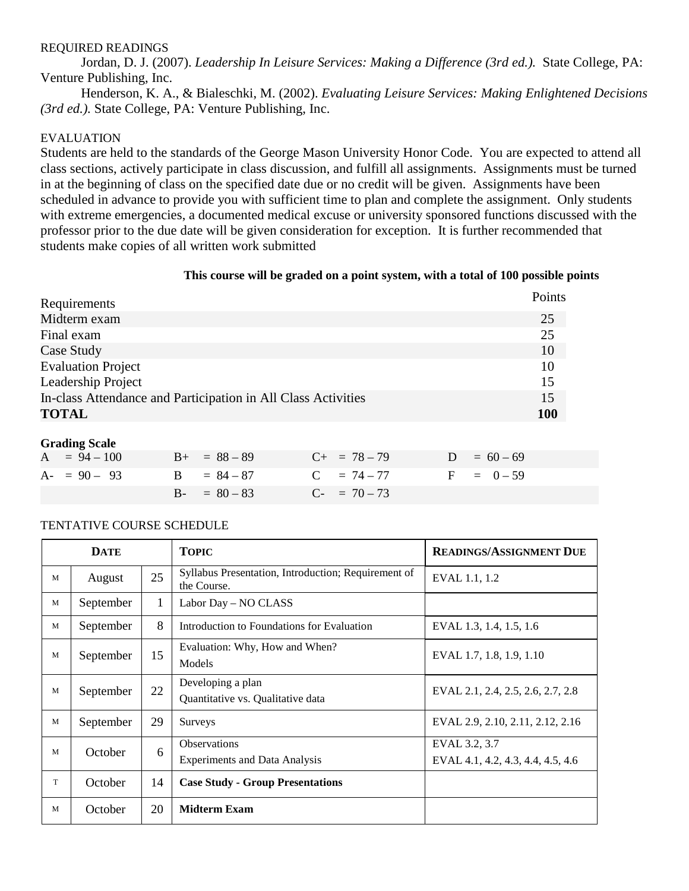REQUIRED READINGS

Jordan, D. J. (2007). *Leadership In Leisure Services: Making a Difference (3rd ed.).* State College, PA: Venture Publishing, Inc.

Henderson, K. A., & Bialeschki, M. (2002). *Evaluating Leisure Services: Making Enlightened Decisions (3rd ed.).* State College, PA: Venture Publishing, Inc.

EVALUATION

Students are held to the standards of the George Mason University Honor Code. You are expected to attend all class sections, actively participate in class discussion, and fulfill all assignments. Assignments must be turned in at the beginning of class on the specified date due or no credit will be given. Assignments have been scheduled in advance to provide you with sufficient time to plan and complete the assignment. Only students with extreme emergencies, a documented medical excuse or university sponsored functions discussed with the professor prior to the due date will be given consideration for exception. It is further recommended that students make copies of all written work submitted

**This course will be graded on a point system, with a total of 100 possible points**

| Requirements | Points |
|---|---|
| Midterm exam | 25 |
| Final exam | 25 |
| Case Study | 10 |
| Evaluation Project | 10 |
| Leadership Project | 15 |
| In-class Attendance and Participation in All Class Activities | 15 |
| **TOTAL** | **100** |

**Grading Scale**

| | | | |
|---|---|---|---|
| A = 94 – 100 | B+ = 88 – 89 | C+ = 78 – 79 | D = 60 – 69 |
| A- = 90 – 93 | B = 84 – 87 | C = 74 – 77 | F = 0 – 59 |
| | B- = 80 – 83 | C- = 70 – 73 | |

TENTATIVE COURSE SCHEDULE

| Date | | | Topic | Readings/Assignment Due |
|---|---|---|---|---|
| M | August | 25 | Syllabus Presentation, Introduction; Requirement of the Course. | EVAL 1.1, 1.2 |
| M | September | 1 | Labor Day – NO CLASS | |
| M | September | 8 | Introduction to Foundations for Evaluation | EVAL 1.3, 1.4, 1.5, 1.6 |
| M | September | 15 | Evaluation: Why, How and When?<br>Models | EVAL 1.7, 1.8, 1.9, 1.10 |
| M | September | 22 | Developing a plan<br>Quantitative vs. Qualitative data | EVAL 2.1, 2.4, 2.5, 2.6, 2.7, 2.8 |
| M | September | 29 | Surveys | EVAL 2.9, 2.10, 2.11, 2.12, 2.16 |
| M | October | 6 | Observations<br>Experiments and Data Analysis | EVAL 3.2, 3.7<br>EVAL 4.1, 4.2, 4.3, 4.4, 4.5, 4.6 |
| T | October | 14 | **Case Study - Group Presentations** | |
| M | October | 20 | **Midterm Exam** | |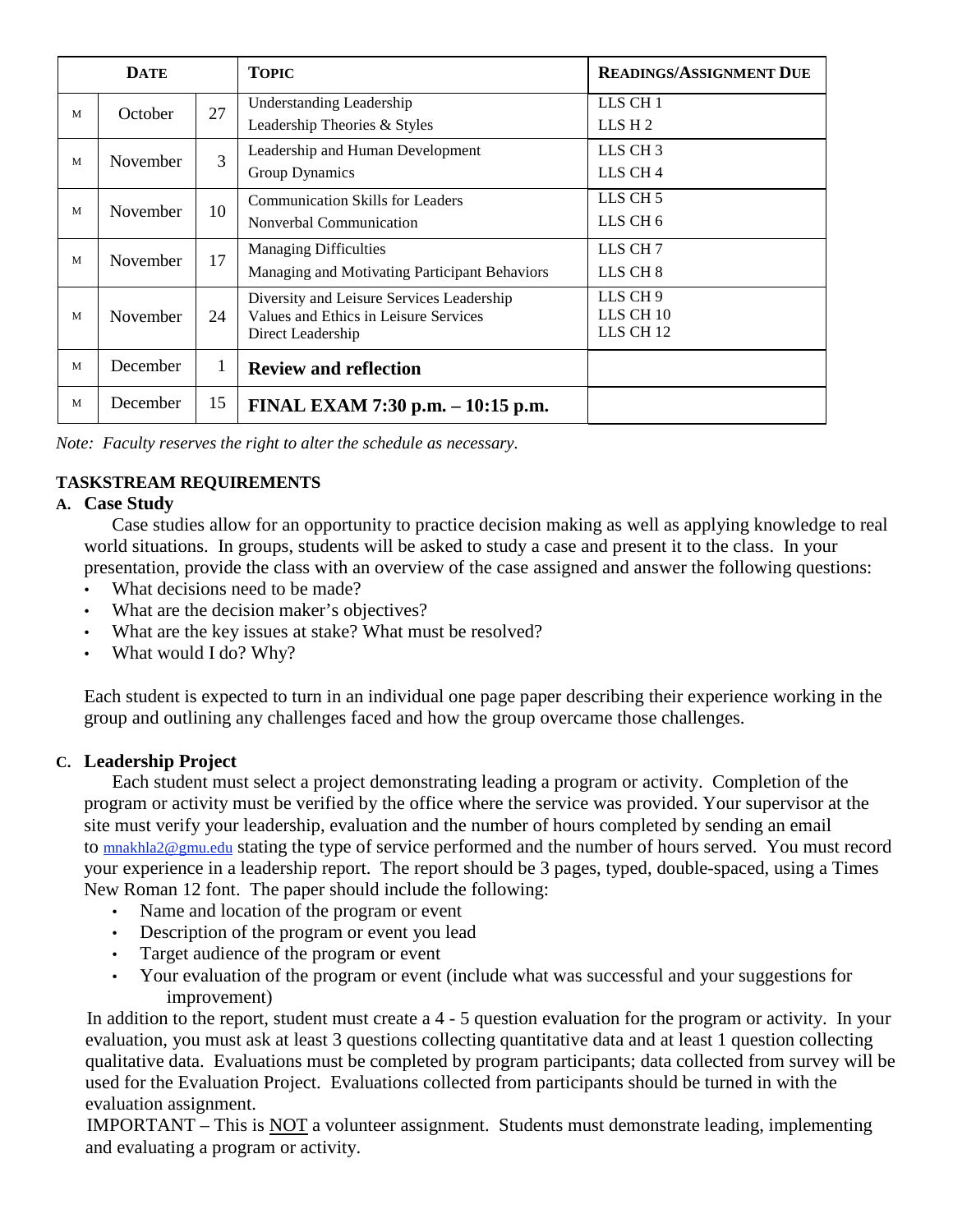| Date | | | Topic | Readings/Assignment Due |
|---|---|---|---|---|
| M | October | 27 | Understanding Leadership<br>Leadership Theories & Styles | LLS CH 1<br>LLS H 2 |
| M | November | 3 | Leadership and Human Development<br>Group Dynamics | LLS CH 3<br>LLS CH 4 |
| M | November | 10 | Communication Skills for Leaders<br>Nonverbal Communication | LLS CH 5<br>LLS CH 6 |
| M | November | 17 | Managing Difficulties<br>Managing and Motivating Participant Behaviors | LLS CH 7<br>LLS CH 8 |
| M | November | 24 | Diversity and Leisure Services Leadership<br>Values and Ethics in Leisure Services<br>Direct Leadership | LLS CH 9<br>LLS CH 10<br>LLS CH 12 |
| M | December | 1 | **Review and reflection** | |
| M | December | 15 | **FINAL EXAM 7:30 p.m. – 10:15 p.m.** | |

*Note: Faculty reserves the right to alter the schedule as necessary.*

**TASKSTREAM REQUIREMENTS**

**A. Case Study**

Case studies allow for an opportunity to practice decision making as well as applying knowledge to real world situations. In groups, students will be asked to study a case and present it to the class. In your presentation, provide the class with an overview of the case assigned and answer the following questions:

- What decisions need to be made?
- What are the decision maker's objectives?
- What are the key issues at stake? What must be resolved?
- What would I do? Why?

Each student is expected to turn in an individual one page paper describing their experience working in the group and outlining any challenges faced and how the group overcame those challenges.

**C. Leadership Project**

Each student must select a project demonstrating leading a program or activity. Completion of the program or activity must be verified by the office where the service was provided. Your supervisor at the site must verify your leadership, evaluation and the number of hours completed by sending an email to mnakhla2@gmu.edu stating the type of service performed and the number of hours served. You must record your experience in a leadership report. The report should be 3 pages, typed, double-spaced, using a Times New Roman 12 font. The paper should include the following:

- Name and location of the program or event
- Description of the program or event you lead
- Target audience of the program or event
- Your evaluation of the program or event (include what was successful and your suggestions for improvement)

In addition to the report, student must create a 4 - 5 question evaluation for the program or activity. In your evaluation, you must ask at least 3 questions collecting quantitative data and at least 1 question collecting qualitative data. Evaluations must be completed by program participants; data collected from survey will be used for the Evaluation Project. Evaluations collected from participants should be turned in with the evaluation assignment.

IMPORTANT – This is NOT a volunteer assignment. Students must demonstrate leading, implementing and evaluating a program or activity.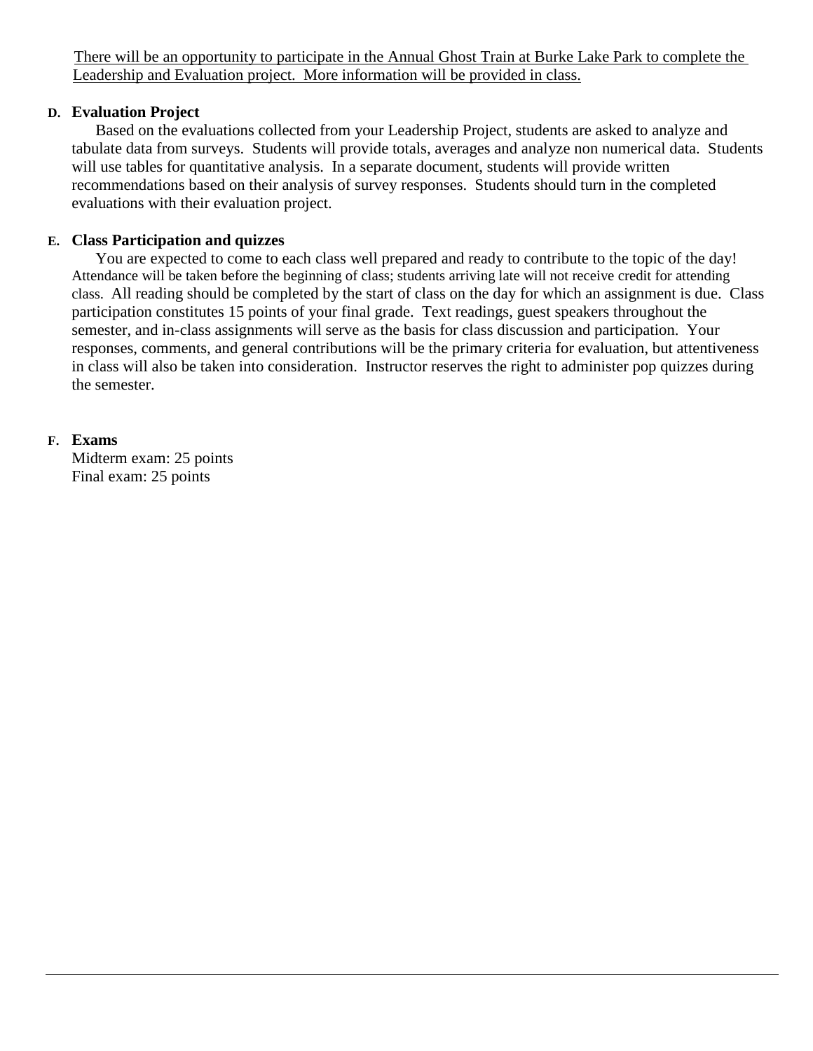<u>There will be an opportunity to participate in the Annual Ghost Train at Burke Lake Park to complete the Leadership and Evaluation project. More information will be provided in class.</u>

**D. Evaluation Project**

Based on the evaluations collected from your Leadership Project, students are asked to analyze and tabulate data from surveys. Students will provide totals, averages and analyze non numerical data. Students will use tables for quantitative analysis. In a separate document, students will provide written recommendations based on their analysis of survey responses. Students should turn in the completed evaluations with their evaluation project.

**E. Class Participation and quizzes**

You are expected to come to each class well prepared and ready to contribute to the topic of the day! Attendance will be taken before the beginning of class; students arriving late will not receive credit for attending class. All reading should be completed by the start of class on the day for which an assignment is due. Class participation constitutes 15 points of your final grade. Text readings, guest speakers throughout the semester, and in-class assignments will serve as the basis for class discussion and participation. Your responses, comments, and general contributions will be the primary criteria for evaluation, but attentiveness in class will also be taken into consideration. Instructor reserves the right to administer pop quizzes during the semester.

**F. Exams**

Midterm exam: 25 points
Final exam: 25 points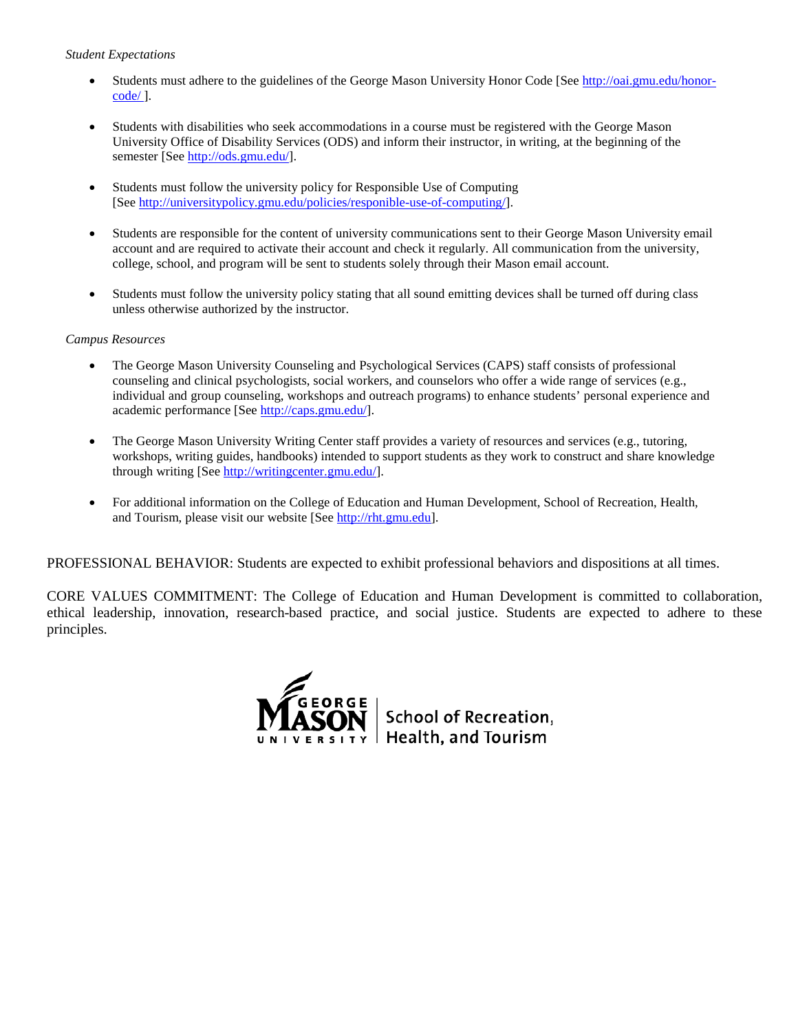*Student Expectations*

- Students must adhere to the guidelines of the George Mason University Honor Code [See http://oai.gmu.edu/honor-code/ ].

- Students with disabilities who seek accommodations in a course must be registered with the George Mason University Office of Disability Services (ODS) and inform their instructor, in writing, at the beginning of the semester [See http://ods.gmu.edu/].

- Students must follow the university policy for Responsible Use of Computing [See http://universitypolicy.gmu.edu/policies/responible-use-of-computing/].

- Students are responsible for the content of university communications sent to their George Mason University email account and are required to activate their account and check it regularly. All communication from the university, college, school, and program will be sent to students solely through their Mason email account.

- Students must follow the university policy stating that all sound emitting devices shall be turned off during class unless otherwise authorized by the instructor.

*Campus Resources*

- The George Mason University Counseling and Psychological Services (CAPS) staff consists of professional counseling and clinical psychologists, social workers, and counselors who offer a wide range of services (e.g., individual and group counseling, workshops and outreach programs) to enhance students' personal experience and academic performance [See http://caps.gmu.edu/].

- The George Mason University Writing Center staff provides a variety of resources and services (e.g., tutoring, workshops, writing guides, handbooks) intended to support students as they work to construct and share knowledge through writing [See http://writingcenter.gmu.edu/].

- For additional information on the College of Education and Human Development, School of Recreation, Health, and Tourism, please visit our website [See http://rht.gmu.edu].

PROFESSIONAL BEHAVIOR: Students are expected to exhibit professional behaviors and dispositions at all times.

CORE VALUES COMMITMENT: The College of Education and Human Development is committed to collaboration, ethical leadership, innovation, research-based practice, and social justice. Students are expected to adhere to these principles.

GEORGE MASON UNIVERSITY | School of Recreation, Health, and Tourism